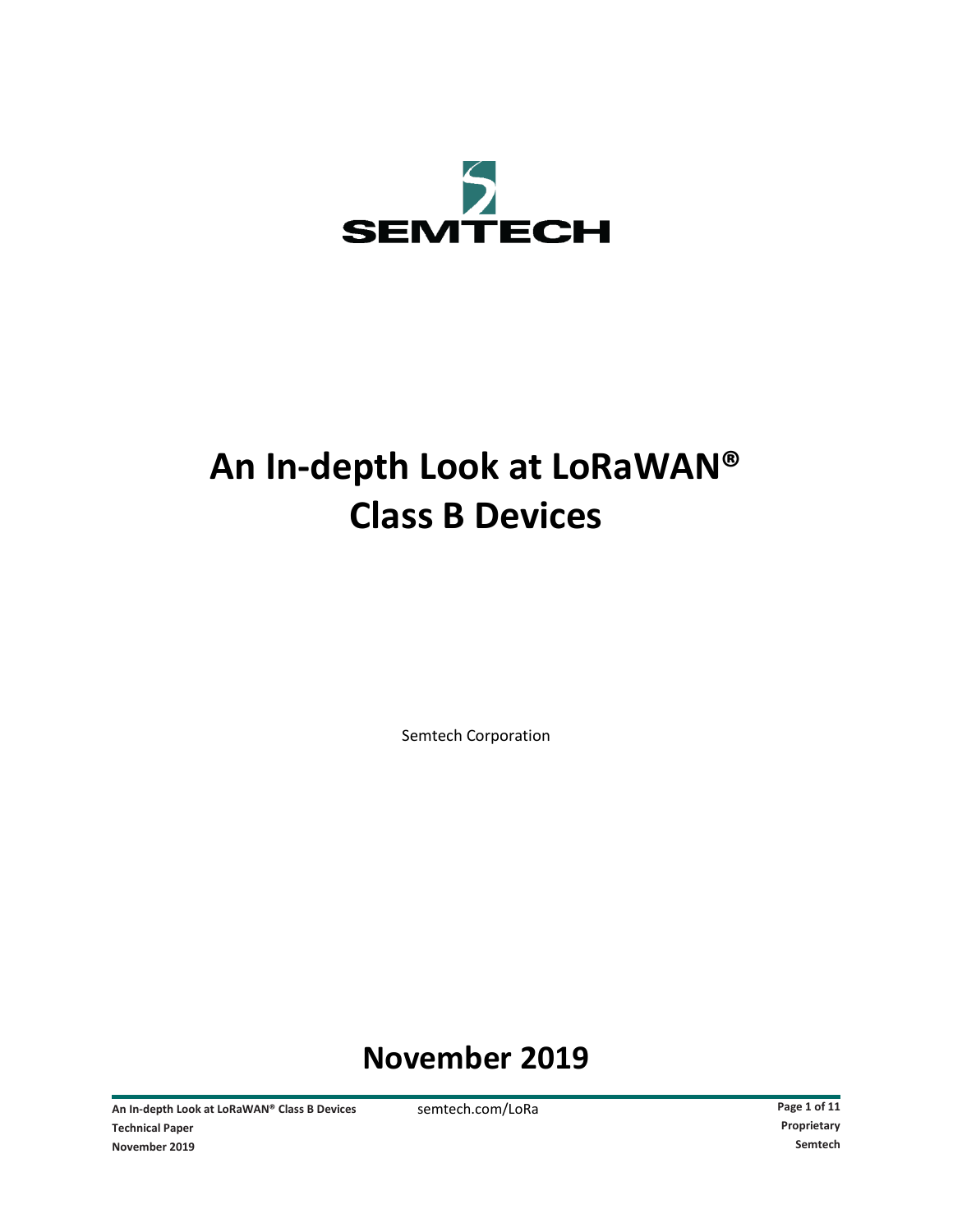SEMTECH

# An In-depth Look at LoRaWAN® Class B Devices

Semtech Corporation

## November 2019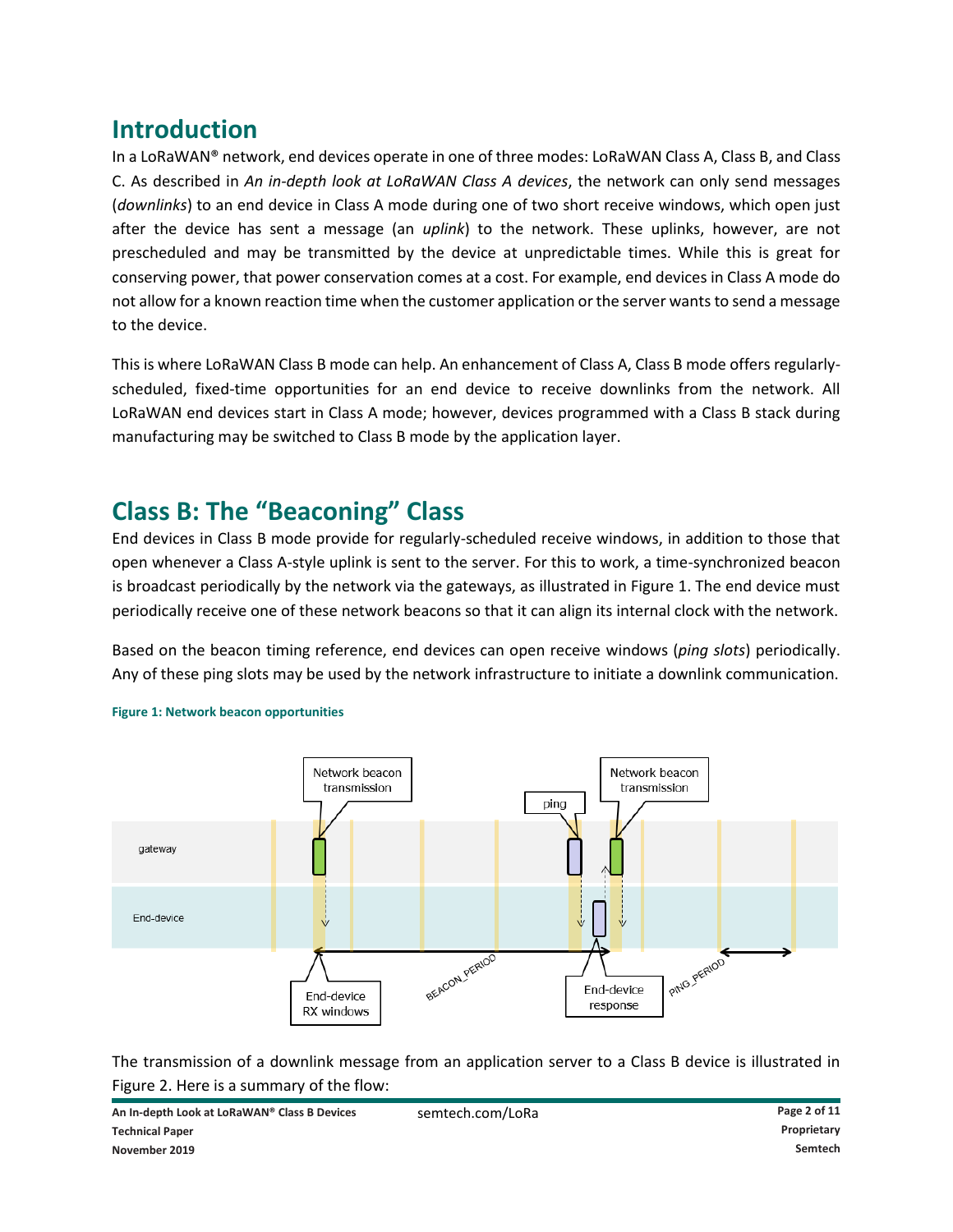## Introduction

In a LoRaWAN® network, end devices operate in one of three modes: LoRaWAN Class A, Class B, and Class C. As described in *An in-depth look at LoRaWAN Class A devices*, the network can only send messages (*downlinks*) to an end device in Class A mode during one of two short receive windows, which open just after the device has sent a message (an *uplink*) to the network. These uplinks, however, are not prescheduled and may be transmitted by the device at unpredictable times. While this is great for conserving power, that power conservation comes at a cost. For example, end devices in Class A mode do not allow for a known reaction time when the customer application or the server wants to send a message to the device.

This is where LoRaWAN Class B mode can help. An enhancement of Class A, Class B mode offers regularly-scheduled, fixed-time opportunities for an end device to receive downlinks from the network. All LoRaWAN end devices start in Class A mode; however, devices programmed with a Class B stack during manufacturing may be switched to Class B mode by the application layer.

## Class B: The "Beaconing" Class

End devices in Class B mode provide for regularly-scheduled receive windows, in addition to those that open whenever a Class A-style uplink is sent to the server. For this to work, a time-synchronized beacon is broadcast periodically by the network via the gateways, as illustrated in Figure 1. The end device must periodically receive one of these network beacons so that it can align its internal clock with the network.

Based on the beacon timing reference, end devices can open receive windows (*ping slots*) periodically. Any of these ping slots may be used by the network infrastructure to initiate a downlink communication.

**Figure 1: Network beacon opportunities**

The transmission of a downlink message from an application server to a Class B device is illustrated in Figure 2. Here is a summary of the flow: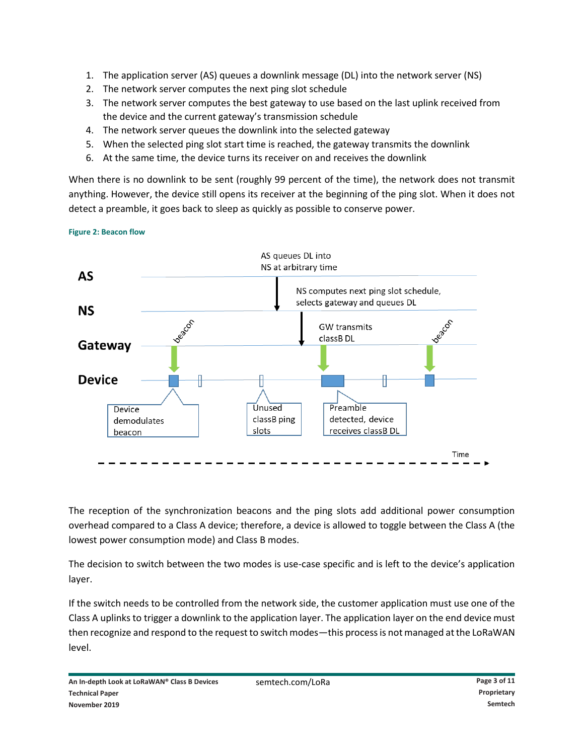1. The application server (AS) queues a downlink message (DL) into the network server (NS)
2. The network server computes the next ping slot schedule
3. The network server computes the best gateway to use based on the last uplink received from the device and the current gateway's transmission schedule
4. The network server queues the downlink into the selected gateway
5. When the selected ping slot start time is reached, the gateway transmits the downlink
6. At the same time, the device turns its receiver on and receives the downlink

When there is no downlink to be sent (roughly 99 percent of the time), the network does not transmit anything. However, the device still opens its receiver at the beginning of the ping slot. When it does not detect a preamble, it goes back to sleep as quickly as possible to conserve power.

**Figure 2: Beacon flow**

The reception of the synchronization beacons and the ping slots add additional power consumption overhead compared to a Class A device; therefore, a device is allowed to toggle between the Class A (the lowest power consumption mode) and Class B modes.

The decision to switch between the two modes is use-case specific and is left to the device's application layer.

If the switch needs to be controlled from the network side, the customer application must use one of the Class A uplinks to trigger a downlink to the application layer. The application layer on the end device must then recognize and respond to the request to switch modes—this process is not managed at the LoRaWAN level.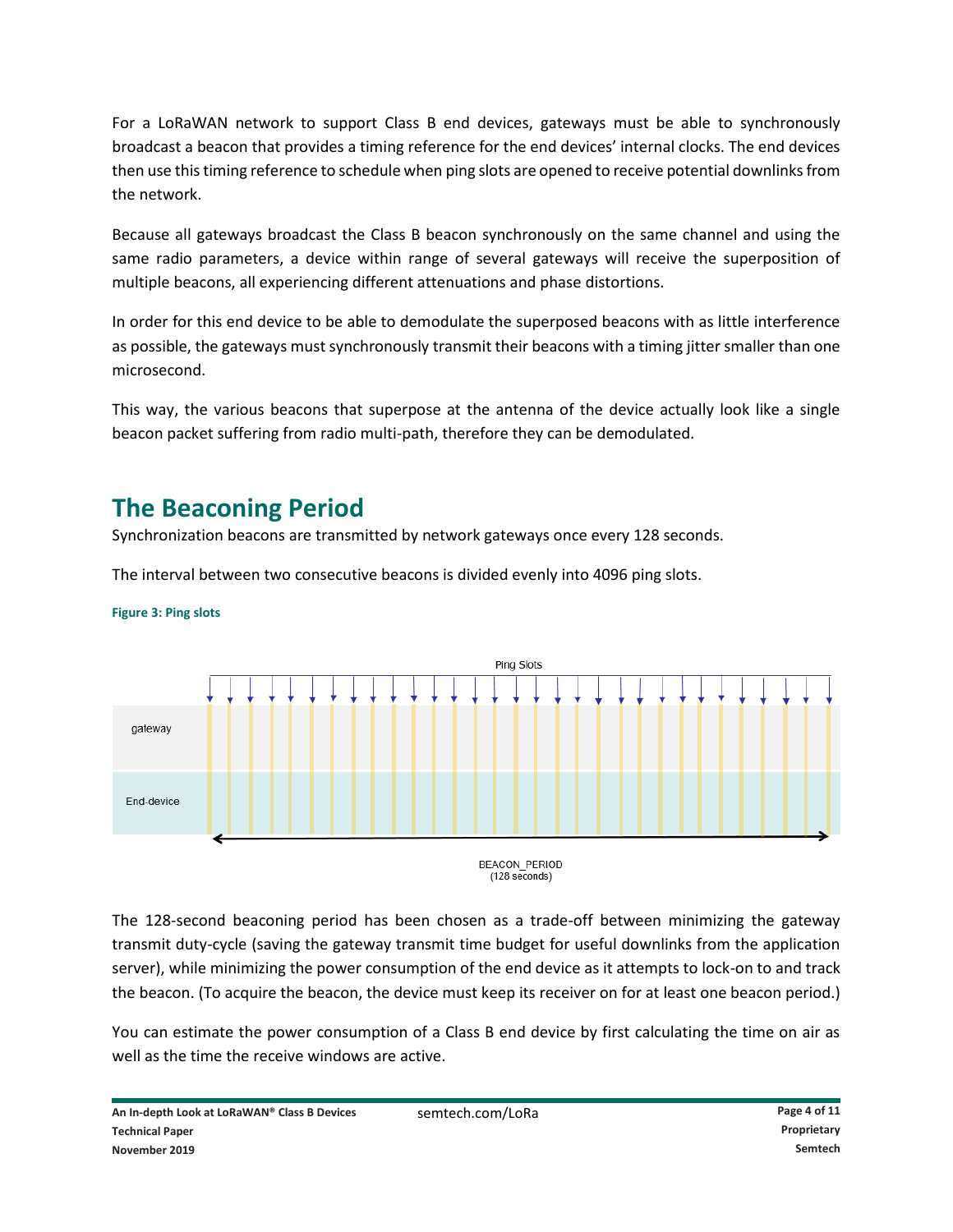For a LoRaWAN network to support Class B end devices, gateways must be able to synchronously broadcast a beacon that provides a timing reference for the end devices' internal clocks. The end devices then use this timing reference to schedule when ping slots are opened to receive potential downlinks from the network.

Because all gateways broadcast the Class B beacon synchronously on the same channel and using the same radio parameters, a device within range of several gateways will receive the superposition of multiple beacons, all experiencing different attenuations and phase distortions.

In order for this end device to be able to demodulate the superposed beacons with as little interference as possible, the gateways must synchronously transmit their beacons with a timing jitter smaller than one microsecond.

This way, the various beacons that superpose at the antenna of the device actually look like a single beacon packet suffering from radio multi-path, therefore they can be demodulated.

## The Beaconing Period

Synchronization beacons are transmitted by network gateways once every 128 seconds.

The interval between two consecutive beacons is divided evenly into 4096 ping slots.

**Figure 3: Ping slots**

The 128-second beaconing period has been chosen as a trade-off between minimizing the gateway transmit duty-cycle (saving the gateway transmit time budget for useful downlinks from the application server), while minimizing the power consumption of the end device as it attempts to lock-on to and track the beacon. (To acquire the beacon, the device must keep its receiver on for at least one beacon period.)

You can estimate the power consumption of a Class B end device by first calculating the time on air as well as the time the receive windows are active.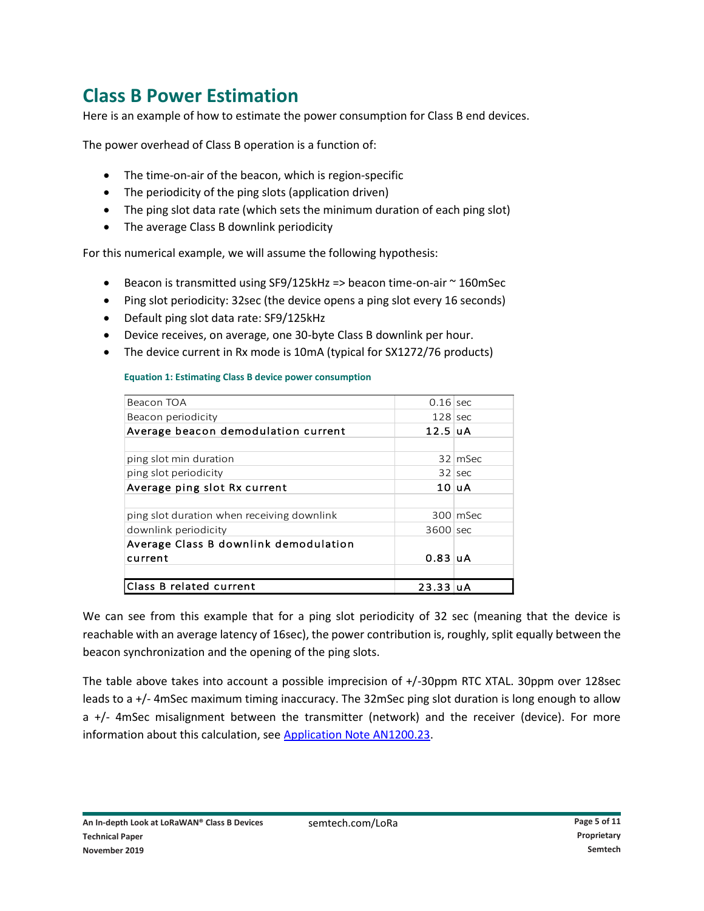## Class B Power Estimation

Here is an example of how to estimate the power consumption for Class B end devices.

The power overhead of Class B operation is a function of:

- The time-on-air of the beacon, which is region-specific
- The periodicity of the ping slots (application driven)
- The ping slot data rate (which sets the minimum duration of each ping slot)
- The average Class B downlink periodicity

For this numerical example, we will assume the following hypothesis:

- Beacon is transmitted using SF9/125kHz => beacon time-on-air ~ 160mSec
- Ping slot periodicity: 32sec (the device opens a ping slot every 16 seconds)
- Default ping slot data rate: SF9/125kHz
- Device receives, on average, one 30-byte Class B downlink per hour.
- The device current in Rx mode is 10mA (typical for SX1272/76 products)

**Equation 1: Estimating Class B device power consumption**

| | | |
|---|---|---|
| Beacon TOA | 0.16 | sec |
| Beacon periodicity | 128 | sec |
| **Average beacon demodulation current** | **12.5** | **uA** |
| | | |
| ping slot min duration | 32 | mSec |
| ping slot periodicity | 32 | sec |
| **Average ping slot Rx current** | **10** | **uA** |
| | | |
| ping slot duration when receiving downlink | 300 | mSec |
| downlink periodicity | 3600 | sec |
| **Average Class B downlink demodulation current** | **0.83** | **uA** |
| | | |
| **Class B related current** | **23.33** | **uA** |

We can see from this example that for a ping slot periodicity of 32 sec (meaning that the device is reachable with an average latency of 16sec), the power contribution is, roughly, split equally between the beacon synchronization and the opening of the ping slots.

The table above takes into account a possible imprecision of +/-30ppm RTC XTAL. 30ppm over 128sec leads to a +/- 4mSec maximum timing inaccuracy. The 32mSec ping slot duration is long enough to allow a +/- 4mSec misalignment between the transmitter (network) and the receiver (device). For more information about this calculation, see Application Note AN1200.23.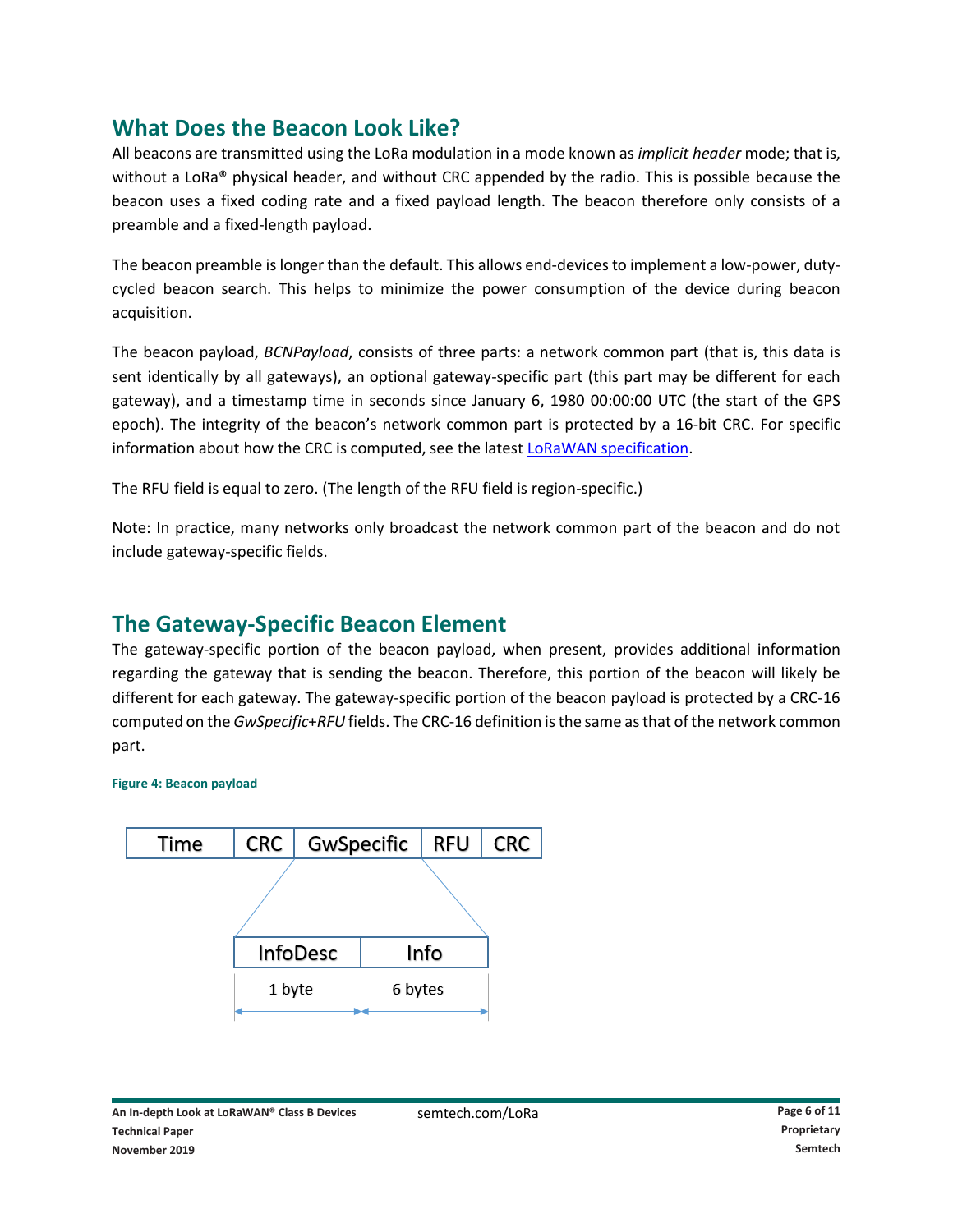## What Does the Beacon Look Like?

All beacons are transmitted using the LoRa modulation in a mode known as *implicit header* mode; that is, without a LoRa® physical header, and without CRC appended by the radio. This is possible because the beacon uses a fixed coding rate and a fixed payload length. The beacon therefore only consists of a preamble and a fixed-length payload.

The beacon preamble is longer than the default. This allows end-devices to implement a low-power, duty-cycled beacon search. This helps to minimize the power consumption of the device during beacon acquisition.

The beacon payload, *BCNPayload*, consists of three parts: a network common part (that is, this data is sent identically by all gateways), an optional gateway-specific part (this part may be different for each gateway), and a timestamp time in seconds since January 6, 1980 00:00:00 UTC (the start of the GPS epoch). The integrity of the beacon's network common part is protected by a 16-bit CRC. For specific information about how the CRC is computed, see the latest LoRaWAN specification.

The RFU field is equal to zero. (The length of the RFU field is region-specific.)

Note: In practice, many networks only broadcast the network common part of the beacon and do not include gateway-specific fields.

## The Gateway-Specific Beacon Element

The gateway-specific portion of the beacon payload, when present, provides additional information regarding the gateway that is sending the beacon. Therefore, this portion of the beacon will likely be different for each gateway. The gateway-specific portion of the beacon payload is protected by a CRC-16 computed on the *GwSpecific+RFU* fields. The CRC-16 definition is the same as that of the network common part.

**Figure 4: Beacon payload**

| Time | CRC | GwSpecific | RFU | CRC |
|---|---|---|---|---|

GwSpecific:

| InfoDesc | Info |
|---|---|
| 1 byte | 6 bytes |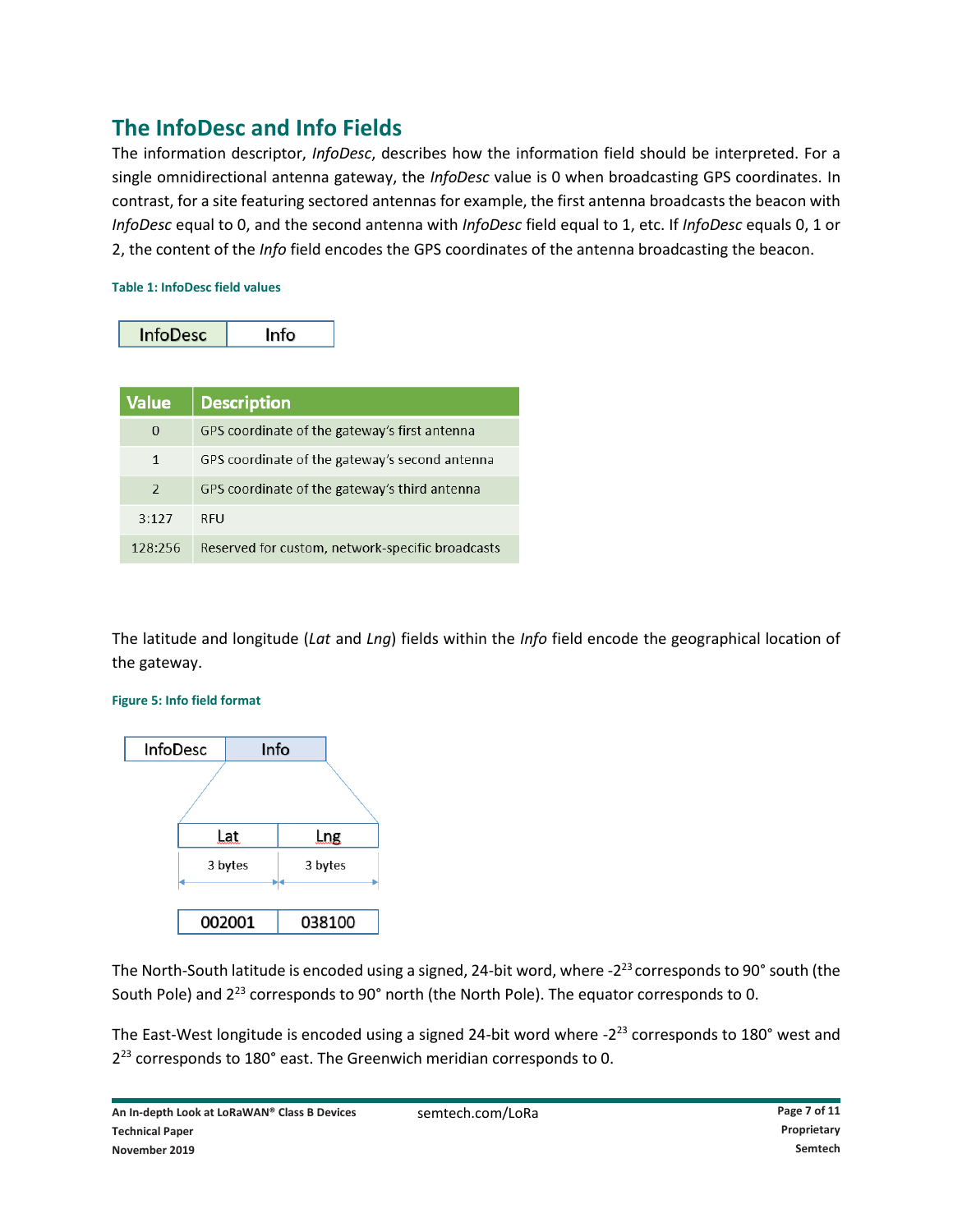## The InfoDesc and Info Fields

The information descriptor, *InfoDesc*, describes how the information field should be interpreted. For a single omnidirectional antenna gateway, the *InfoDesc* value is 0 when broadcasting GPS coordinates. In contrast, for a site featuring sectored antennas for example, the first antenna broadcasts the beacon with *InfoDesc* equal to 0, and the second antenna with *InfoDesc* field equal to 1, etc. If *InfoDesc* equals 0, 1 or 2, the content of the *Info* field encodes the GPS coordinates of the antenna broadcasting the beacon.

**Table 1: InfoDesc field values**

| InfoDesc | Info |
|---|---|

| Value | Description |
|---|---|
| 0 | GPS coordinate of the gateway's first antenna |
| 1 | GPS coordinate of the gateway's second antenna |
| 2 | GPS coordinate of the gateway's third antenna |
| 3:127 | RFU |
| 128:256 | Reserved for custom, network-specific broadcasts |

The latitude and longitude (*Lat* and *Lng*) fields within the *Info* field encode the geographical location of the gateway.

**Figure 5: Info field format**

| InfoDesc | Info |
|---|---|

| Lat | Lng |
|---|---|
| 3 bytes | 3 bytes |
| 002001 | 038100 |

The North-South latitude is encoded using a signed, 24-bit word, where $-2^{23}$ corresponds to 90° south (the South Pole) and $2^{23}$ corresponds to 90° north (the North Pole). The equator corresponds to 0.

The East-West longitude is encoded using a signed 24-bit word where $-2^{23}$ corresponds to 180° west and $2^{23}$ corresponds to 180° east. The Greenwich meridian corresponds to 0.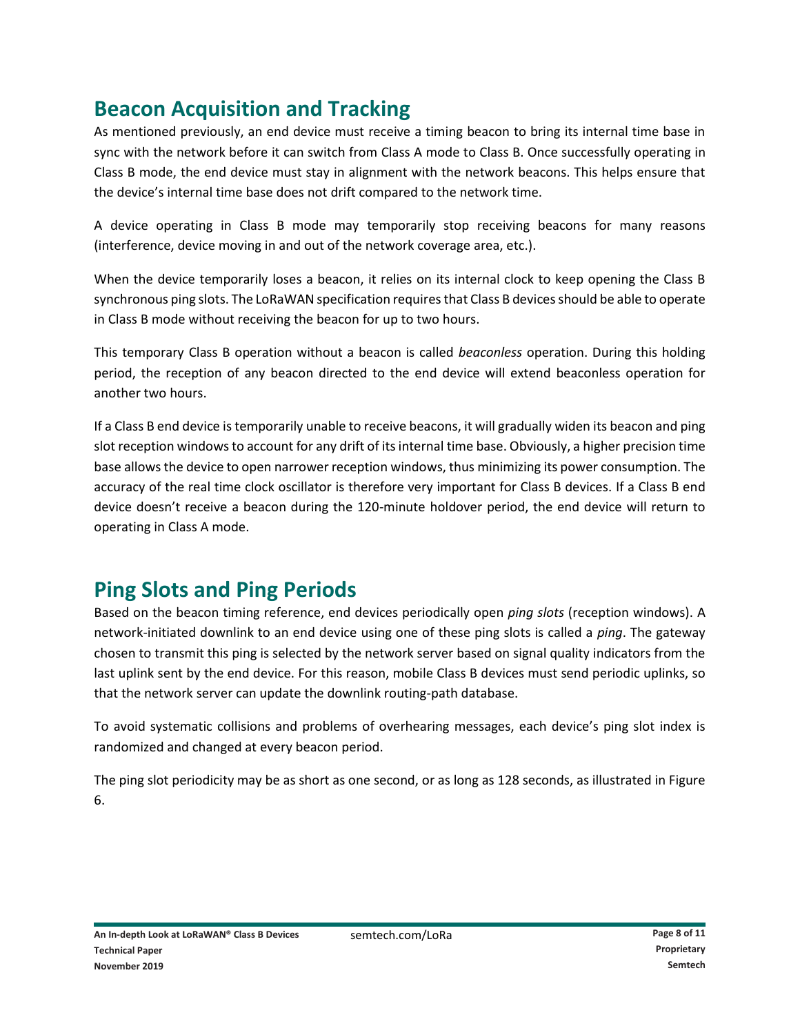## Beacon Acquisition and Tracking

As mentioned previously, an end device must receive a timing beacon to bring its internal time base in sync with the network before it can switch from Class A mode to Class B. Once successfully operating in Class B mode, the end device must stay in alignment with the network beacons. This helps ensure that the device's internal time base does not drift compared to the network time.

A device operating in Class B mode may temporarily stop receiving beacons for many reasons (interference, device moving in and out of the network coverage area, etc.).

When the device temporarily loses a beacon, it relies on its internal clock to keep opening the Class B synchronous ping slots. The LoRaWAN specification requires that Class B devices should be able to operate in Class B mode without receiving the beacon for up to two hours.

This temporary Class B operation without a beacon is called *beaconless* operation. During this holding period, the reception of any beacon directed to the end device will extend beaconless operation for another two hours.

If a Class B end device is temporarily unable to receive beacons, it will gradually widen its beacon and ping slot reception windows to account for any drift of its internal time base. Obviously, a higher precision time base allows the device to open narrower reception windows, thus minimizing its power consumption. The accuracy of the real time clock oscillator is therefore very important for Class B devices. If a Class B end device doesn't receive a beacon during the 120-minute holdover period, the end device will return to operating in Class A mode.

## Ping Slots and Ping Periods

Based on the beacon timing reference, end devices periodically open *ping slots* (reception windows). A network-initiated downlink to an end device using one of these ping slots is called a *ping*. The gateway chosen to transmit this ping is selected by the network server based on signal quality indicators from the last uplink sent by the end device. For this reason, mobile Class B devices must send periodic uplinks, so that the network server can update the downlink routing-path database.

To avoid systematic collisions and problems of overhearing messages, each device's ping slot index is randomized and changed at every beacon period.

The ping slot periodicity may be as short as one second, or as long as 128 seconds, as illustrated in Figure 6.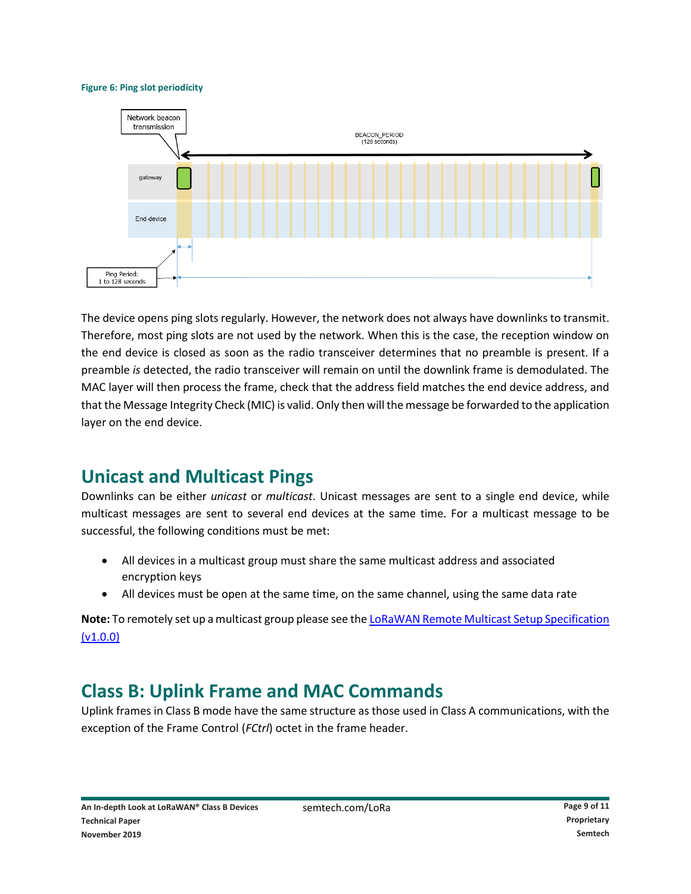**Figure 6: Ping slot periodicity**

The device opens ping slots regularly. However, the network does not always have downlinks to transmit. Therefore, most ping slots are not used by the network. When this is the case, the reception window on the end device is closed as soon as the radio transceiver determines that no preamble is present. If a preamble *is* detected, the radio transceiver will remain on until the downlink frame is demodulated. The MAC layer will then process the frame, check that the address field matches the end device address, and that the Message Integrity Check (MIC) is valid. Only then will the message be forwarded to the application layer on the end device.

## Unicast and Multicast Pings

Downlinks can be either *unicast* or *multicast*. Unicast messages are sent to a single end device, while multicast messages are sent to several end devices at the same time. For a multicast message to be successful, the following conditions must be met:

- All devices in a multicast group must share the same multicast address and associated encryption keys
- All devices must be open at the same time, on the same channel, using the same data rate

**Note:** To remotely set up a multicast group please see the LoRaWAN Remote Multicast Setup Specification (v1.0.0)

## Class B: Uplink Frame and MAC Commands

Uplink frames in Class B mode have the same structure as those used in Class A communications, with the exception of the Frame Control (*FCtrl*) octet in the frame header.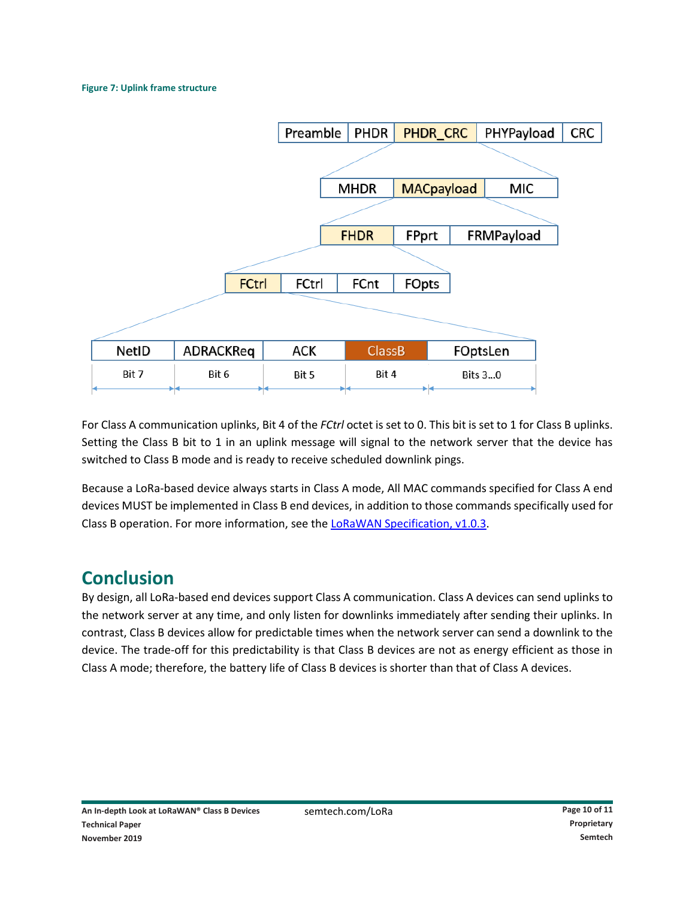**Figure 7: Uplink frame structure**

| Preamble | PHDR | PHDR_CRC | PHYPayload | CRC |
|---|---|---|---|---|

| MHDR | MACpayload | MIC |
|---|---|---|

| FHDR | FPprt | FRMPayload |
|---|---|---|

| FCtrl | FCtrl | FCnt | FOpts |
|---|---|---|---|

| NetID | ADRACKReq | ACK | ClassB | FOptsLen |
|---|---|---|---|---|
| Bit 7 | Bit 6 | Bit 5 | Bit 4 | Bits 3...0 |

For Class A communication uplinks, Bit 4 of the *FCtrl* octet is set to 0. This bit is set to 1 for Class B uplinks. Setting the Class B bit to 1 in an uplink message will signal to the network server that the device has switched to Class B mode and is ready to receive scheduled downlink pings.

Because a LoRa-based device always starts in Class A mode, All MAC commands specified for Class A end devices MUST be implemented in Class B end devices, in addition to those commands specifically used for Class B operation. For more information, see the LoRaWAN Specification, v1.0.3.

## Conclusion

By design, all LoRa-based end devices support Class A communication. Class A devices can send uplinks to the network server at any time, and only listen for downlinks immediately after sending their uplinks. In contrast, Class B devices allow for predictable times when the network server can send a downlink to the device. The trade-off for this predictability is that Class B devices are not as energy efficient as those in Class A mode; therefore, the battery life of Class B devices is shorter than that of Class A devices.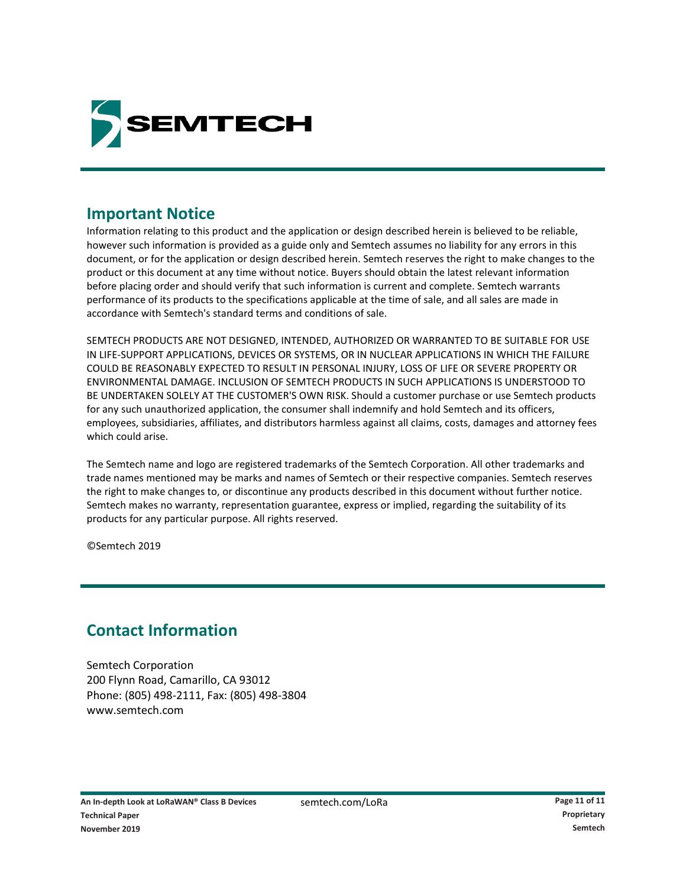## Important Notice

Information relating to this product and the application or design described herein is believed to be reliable, however such information is provided as a guide only and Semtech assumes no liability for any errors in this document, or for the application or design described herein. Semtech reserves the right to make changes to the product or this document at any time without notice. Buyers should obtain the latest relevant information before placing order and should verify that such information is current and complete. Semtech warrants performance of its products to the specifications applicable at the time of sale, and all sales are made in accordance with Semtech's standard terms and conditions of sale.

SEMTECH PRODUCTS ARE NOT DESIGNED, INTENDED, AUTHORIZED OR WARRANTED TO BE SUITABLE FOR USE IN LIFE-SUPPORT APPLICATIONS, DEVICES OR SYSTEMS, OR IN NUCLEAR APPLICATIONS IN WHICH THE FAILURE COULD BE REASONABLY EXPECTED TO RESULT IN PERSONAL INJURY, LOSS OF LIFE OR SEVERE PROPERTY OR ENVIRONMENTAL DAMAGE. INCLUSION OF SEMTECH PRODUCTS IN SUCH APPLICATIONS IS UNDERSTOOD TO BE UNDERTAKEN SOLELY AT THE CUSTOMER'S OWN RISK. Should a customer purchase or use Semtech products for any such unauthorized application, the consumer shall indemnify and hold Semtech and its officers, employees, subsidiaries, affiliates, and distributors harmless against all claims, costs, damages and attorney fees which could arise.

The Semtech name and logo are registered trademarks of the Semtech Corporation. All other trademarks and trade names mentioned may be marks and names of Semtech or their respective companies. Semtech reserves the right to make changes to, or discontinue any products described in this document without further notice. Semtech makes no warranty, representation guarantee, express or implied, regarding the suitability of its products for any particular purpose. All rights reserved.

©Semtech 2019

## Contact Information

Semtech Corporation
200 Flynn Road, Camarillo, CA 93012
Phone: (805) 498-2111, Fax: (805) 498-3804
www.semtech.com